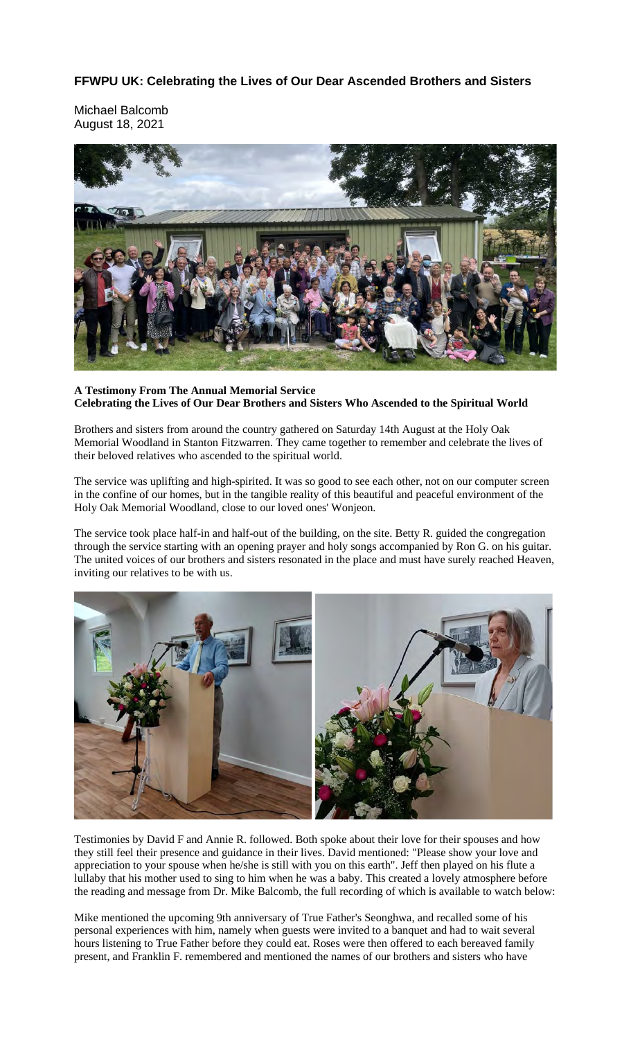**FFWPU UK: Celebrating the Lives of Our Dear Ascended Brothers and Sisters**

Michael Balcomb
August 18, 2021

**A Testimony From The Annual Memorial Service**
**Celebrating the Lives of Our Dear Brothers and Sisters Who Ascended to the Spiritual World**

Brothers and sisters from around the country gathered on Saturday 14th August at the Holy Oak Memorial Woodland in Stanton Fitzwarren. They came together to remember and celebrate the lives of their beloved relatives who ascended to the spiritual world.

The service was uplifting and high-spirited. It was so good to see each other, not on our computer screen in the confine of our homes, but in the tangible reality of this beautiful and peaceful environment of the Holy Oak Memorial Woodland, close to our loved ones' Wonjeon.

The service took place half-in and half-out of the building, on the site. Betty R. guided the congregation through the service starting with an opening prayer and holy songs accompanied by Ron G. on his guitar. The united voices of our brothers and sisters resonated in the place and must have surely reached Heaven, inviting our relatives to be with us.

Testimonies by David F and Annie R. followed. Both spoke about their love for their spouses and how they still feel their presence and guidance in their lives. David mentioned: "Please show your love and appreciation to your spouse when he/she is still with you on this earth". Jeff then played on his flute a lullaby that his mother used to sing to him when he was a baby. This created a lovely atmosphere before the reading and message from Dr. Mike Balcomb, the full recording of which is available to watch below:

Mike mentioned the upcoming 9th anniversary of True Father's Seonghwa, and recalled some of his personal experiences with him, namely when guests were invited to a banquet and had to wait several hours listening to True Father before they could eat. Roses were then offered to each bereaved family present, and Franklin F. remembered and mentioned the names of our brothers and sisters who have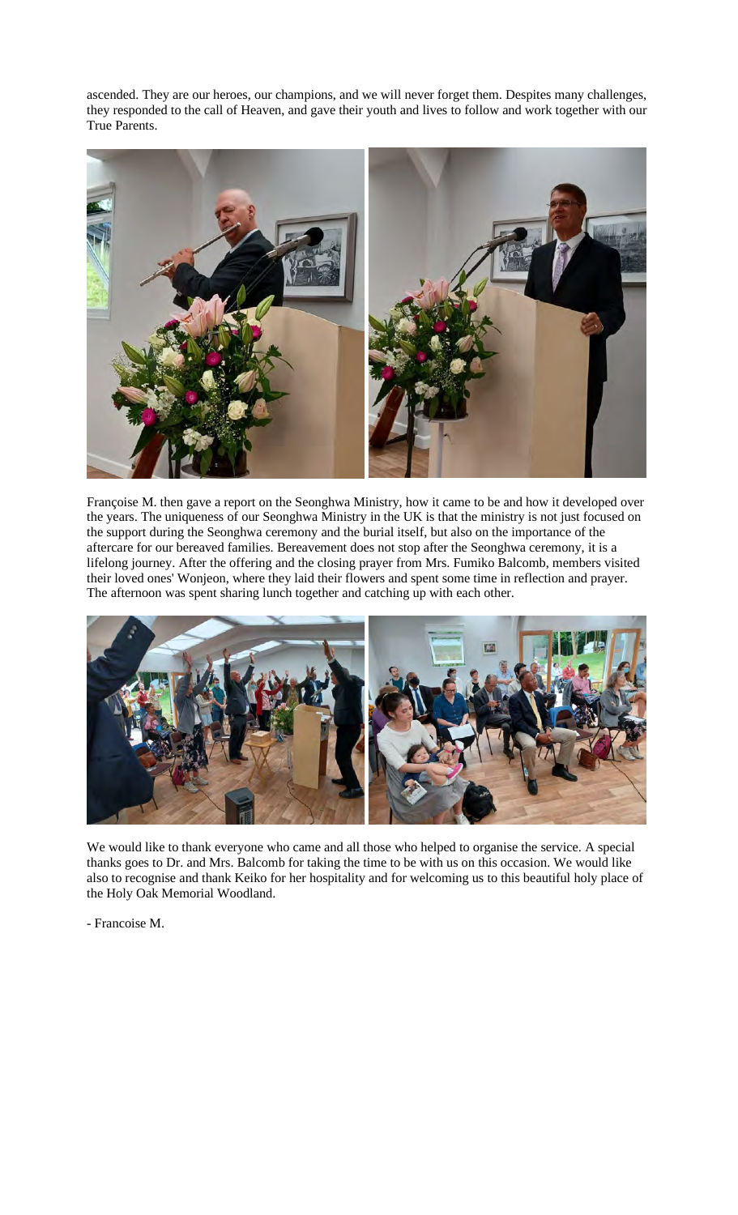ascended. They are our heroes, our champions, and we will never forget them. Despites many challenges, they responded to the call of Heaven, and gave their youth and lives to follow and work together with our True Parents.

Françoise M. then gave a report on the Seonghwa Ministry, how it came to be and how it developed over the years. The uniqueness of our Seonghwa Ministry in the UK is that the ministry is not just focused on the support during the Seonghwa ceremony and the burial itself, but also on the importance of the aftercare for our bereaved families. Bereavement does not stop after the Seonghwa ceremony, it is a lifelong journey. After the offering and the closing prayer from Mrs. Fumiko Balcomb, members visited their loved ones' Wonjeon, where they laid their flowers and spent some time in reflection and prayer. The afternoon was spent sharing lunch together and catching up with each other.

We would like to thank everyone who came and all those who helped to organise the service. A special thanks goes to Dr. and Mrs. Balcomb for taking the time to be with us on this occasion. We would like also to recognise and thank Keiko for her hospitality and for welcoming us to this beautiful holy place of the Holy Oak Memorial Woodland.

- Francoise M.